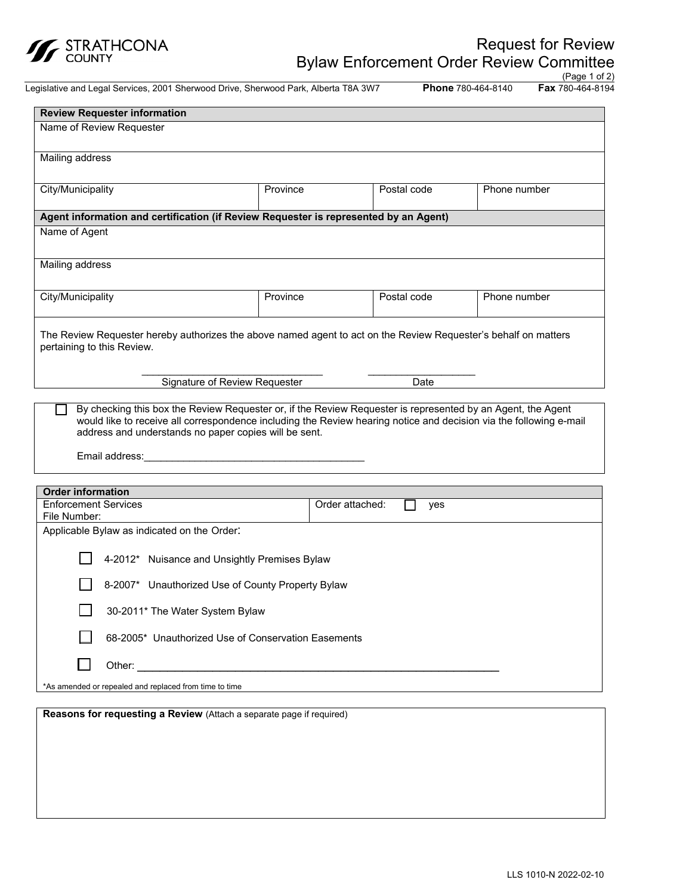STRATHCONA COUNTY

# Request for Review
# Bylaw Enforcement Order Review Committee

(Page 1 of 2)

Legislative and Legal Services, 2001 Sherwood Drive, Sherwood Park, Alberta T8A 3W7 **Phone** 780-464-8140 **Fax** 780-464-8194

| **Review Requester information** | | | |
| --- | --- | --- | --- |
| Name of Review Requester | | | |
| Mailing address | | | |
| City/Municipality | Province | Postal code | Phone number |
| **Agent information and certification (if Review Requester is represented by an Agent)** | | | |
| Name of Agent | | | |
| Mailing address | | | |
| City/Municipality | Province | Postal code | Phone number |

The Review Requester hereby authorizes the above named agent to act on the Review Requester's behalf on matters pertaining to this Review.

\_\_\_\_\_\_\_\_\_\_\_\_\_\_\_\_\_\_\_\_\_\_\_\_\_\_\_\_\_\_\_ Signature of Review Requester

\_\_\_\_\_\_\_\_\_\_\_\_\_\_\_\_\_\_ Date

☐ By checking this box the Review Requester or, if the Review Requester is represented by an Agent, the Agent would like to receive all correspondence including the Review hearing notice and decision via the following e-mail address and understands no paper copies will be sent.

Email address:\_\_\_\_\_\_\_\_\_\_\_\_\_\_\_\_\_\_\_\_\_\_\_\_\_\_\_\_\_\_\_\_\_\_\_\_\_\_

| **Order information** | |
| --- | --- |
| Enforcement Services File Number: | Order attached: ☐ yes |

Applicable Bylaw as indicated on the Order:

- ☐ 4-2012* Nuisance and Unsightly Premises Bylaw
- ☐ 8-2007* Unauthorized Use of County Property Bylaw
- ☐ 30-2011* The Water System Bylaw
- ☐ 68-2005* Unauthorized Use of Conservation Easements
- ☐ Other: \_\_\_\_\_\_\_\_\_\_\_\_\_\_\_\_\_\_\_\_\_\_\_\_\_\_\_\_\_\_\_\_\_\_\_\_\_\_\_\_\_\_\_\_\_\_\_\_\_\_\_\_\_\_\_\_

*As amended or repealed and replaced from time to time

**Reasons for requesting a Review** (Attach a separate page if required)

LLS 1010-N 2022-02-10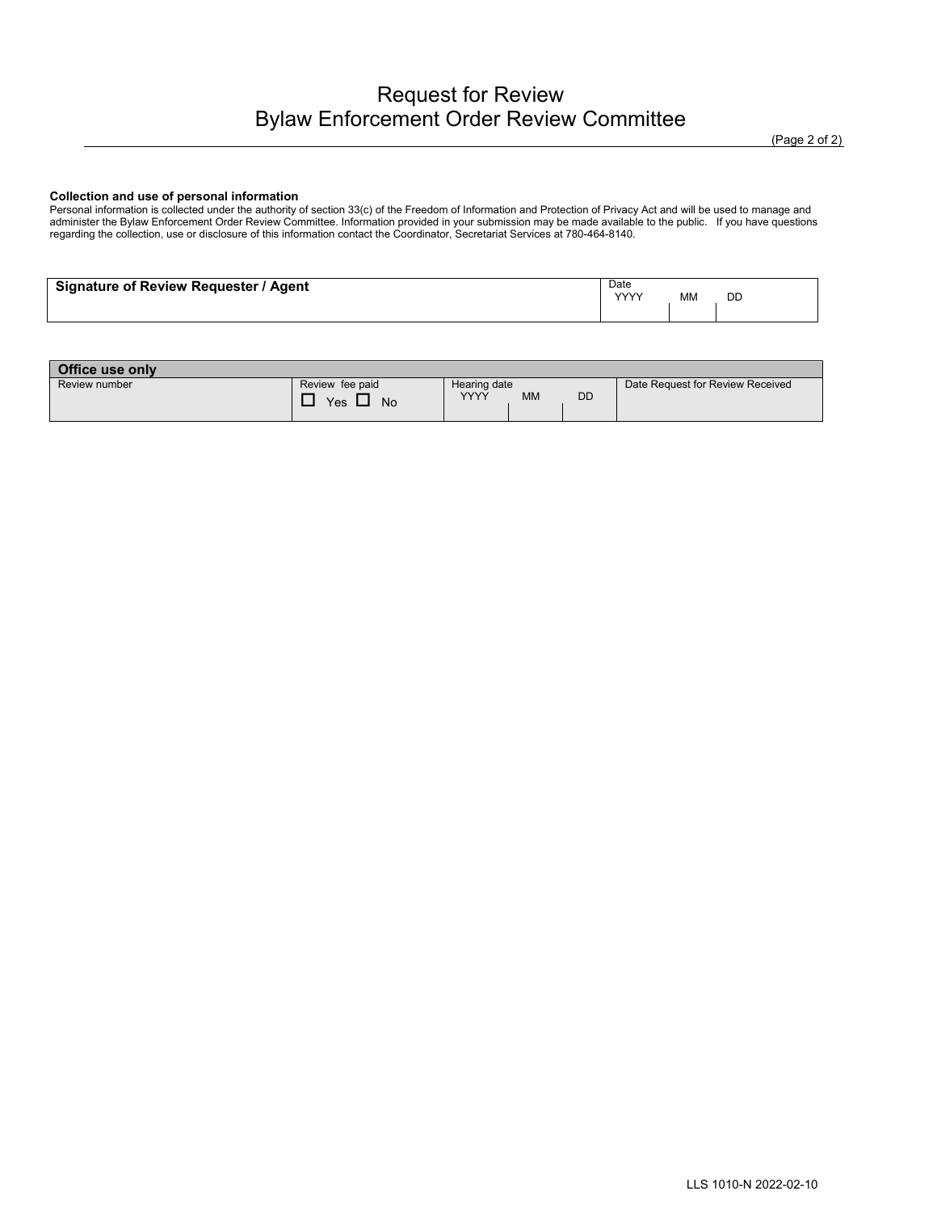# Request for Review
## Bylaw Enforcement Order Review Committee

**Collection and use of personal information**
Personal information is collected under the authority of section 33(c) of the Freedom of Information and Protection of Privacy Act and will be used to manage and administer the Bylaw Enforcement Order Review Committee. Information provided in your submission may be made available to the public. If you have questions regarding the collection, use or disclosure of this information contact the Coordinator, Secretariat Services at 780-464-8140.

| **Signature of Review Requester / Agent** | Date YYYY | MM | DD |
|---|---|---|---|
| | | | |

| **Office use only** | | | | | |
|---|---|---|---|---|---|
| Review number | Review fee paid | Hearing date YYYY | MM | DD | Date Request for Review Received |
| | ☐ Yes ☐ No | | | | |

LLS 1010-N 2022-02-10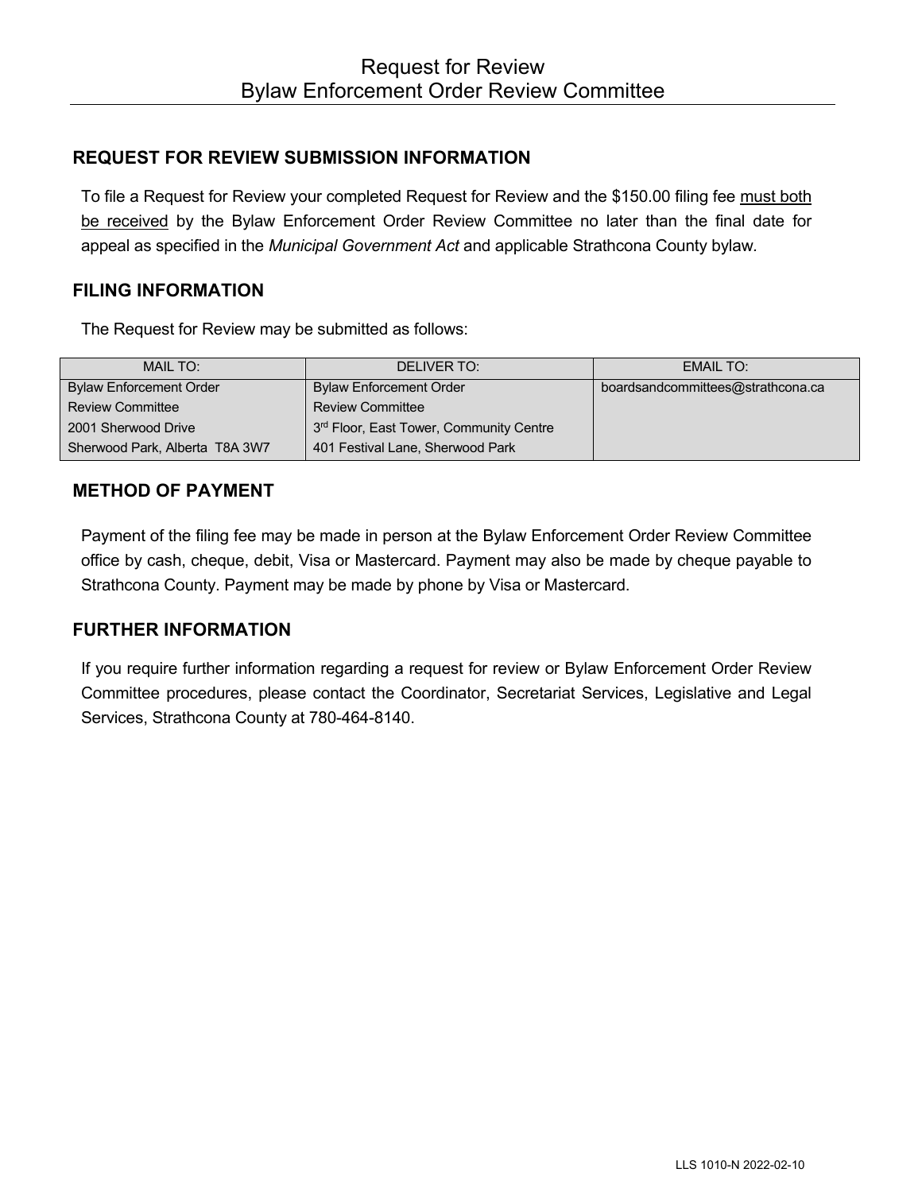# Request for Review
# Bylaw Enforcement Order Review Committee

## REQUEST FOR REVIEW SUBMISSION INFORMATION

To file a Request for Review your completed Request for Review and the $150.00 filing fee <u>must both be received</u> by the Bylaw Enforcement Order Review Committee no later than the final date for appeal as specified in the *Municipal Government Act* and applicable Strathcona County bylaw.

## FILING INFORMATION

The Request for Review may be submitted as follows:

| MAIL TO: | DELIVER TO: | EMAIL TO: |
|---|---|---|
| Bylaw Enforcement Order<br>Review Committee<br>2001 Sherwood Drive<br>Sherwood Park, Alberta T8A 3W7 | Bylaw Enforcement Order<br>Review Committee<br>3rd Floor, East Tower, Community Centre<br>401 Festival Lane, Sherwood Park | boardsandcommittees@strathcona.ca |

## METHOD OF PAYMENT

Payment of the filing fee may be made in person at the Bylaw Enforcement Order Review Committee office by cash, cheque, debit, Visa or Mastercard. Payment may also be made by cheque payable to Strathcona County. Payment may be made by phone by Visa or Mastercard.

## FURTHER INFORMATION

If you require further information regarding a request for review or Bylaw Enforcement Order Review Committee procedures, please contact the Coordinator, Secretariat Services, Legislative and Legal Services, Strathcona County at 780-464-8140.

LLS 1010-N 2022-02-10